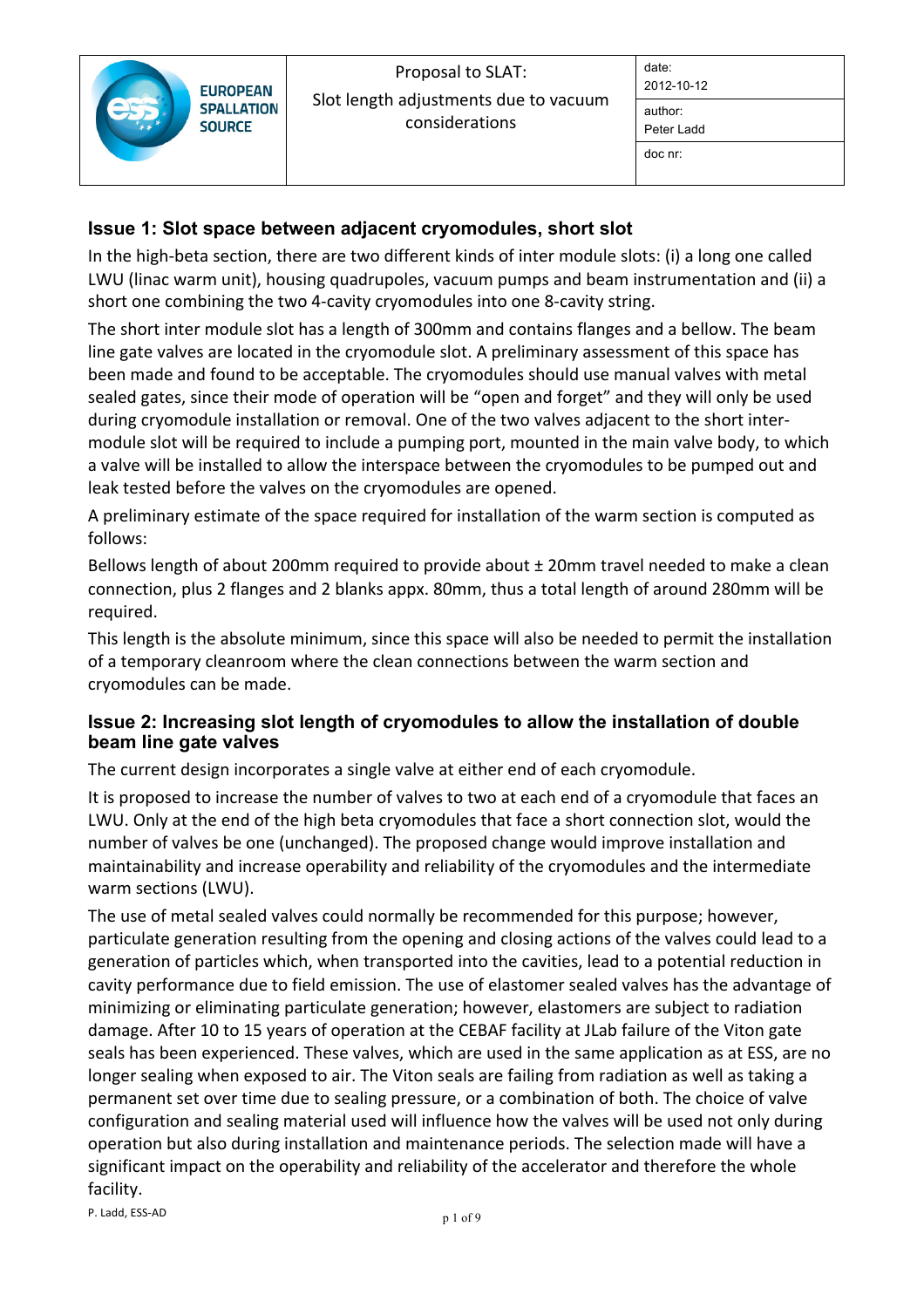| EUROPEAN SPALLATION SOURCE | Proposal to SLAT: Slot length adjustments due to vacuum considerations | date: 2012-10-12 |
| --- | --- | --- |
| | | author: Peter Ladd |
| | | doc nr: |

## Issue 1: Slot space between adjacent cryomodules, short slot

In the high-beta section, there are two different kinds of inter module slots: (i) a long one called LWU (linac warm unit), housing quadrupoles, vacuum pumps and beam instrumentation and (ii) a short one combining the two 4-cavity cryomodules into one 8-cavity string.

The short inter module slot has a length of 300mm and contains flanges and a bellow. The beam line gate valves are located in the cryomodule slot. A preliminary assessment of this space has been made and found to be acceptable. The cryomodules should use manual valves with metal sealed gates, since their mode of operation will be "open and forget" and they will only be used during cryomodule installation or removal. One of the two valves adjacent to the short inter-module slot will be required to include a pumping port, mounted in the main valve body, to which a valve will be installed to allow the interspace between the cryomodules to be pumped out and leak tested before the valves on the cryomodules are opened.

A preliminary estimate of the space required for installation of the warm section is computed as follows:

Bellows length of about 200mm required to provide about ± 20mm travel needed to make a clean connection, plus 2 flanges and 2 blanks appx. 80mm, thus a total length of around 280mm will be required.

This length is the absolute minimum, since this space will also be needed to permit the installation of a temporary cleanroom where the clean connections between the warm section and cryomodules can be made.

## Issue 2: Increasing slot length of cryomodules to allow the installation of double beam line gate valves

The current design incorporates a single valve at either end of each cryomodule.

It is proposed to increase the number of valves to two at each end of a cryomodule that faces an LWU. Only at the end of the high beta cryomodules that face a short connection slot, would the number of valves be one (unchanged). The proposed change would improve installation and maintainability and increase operability and reliability of the cryomodules and the intermediate warm sections (LWU).

The use of metal sealed valves could normally be recommended for this purpose; however, particulate generation resulting from the opening and closing actions of the valves could lead to a generation of particles which, when transported into the cavities, lead to a potential reduction in cavity performance due to field emission. The use of elastomer sealed valves has the advantage of minimizing or eliminating particulate generation; however, elastomers are subject to radiation damage. After 10 to 15 years of operation at the CEBAF facility at JLab failure of the Viton gate seals has been experienced. These valves, which are used in the same application as at ESS, are no longer sealing when exposed to air. The Viton seals are failing from radiation as well as taking a permanent set over time due to sealing pressure, or a combination of both. The choice of valve configuration and sealing material used will influence how the valves will be used not only during operation but also during installation and maintenance periods. The selection made will have a significant impact on the operability and reliability of the accelerator and therefore the whole facility.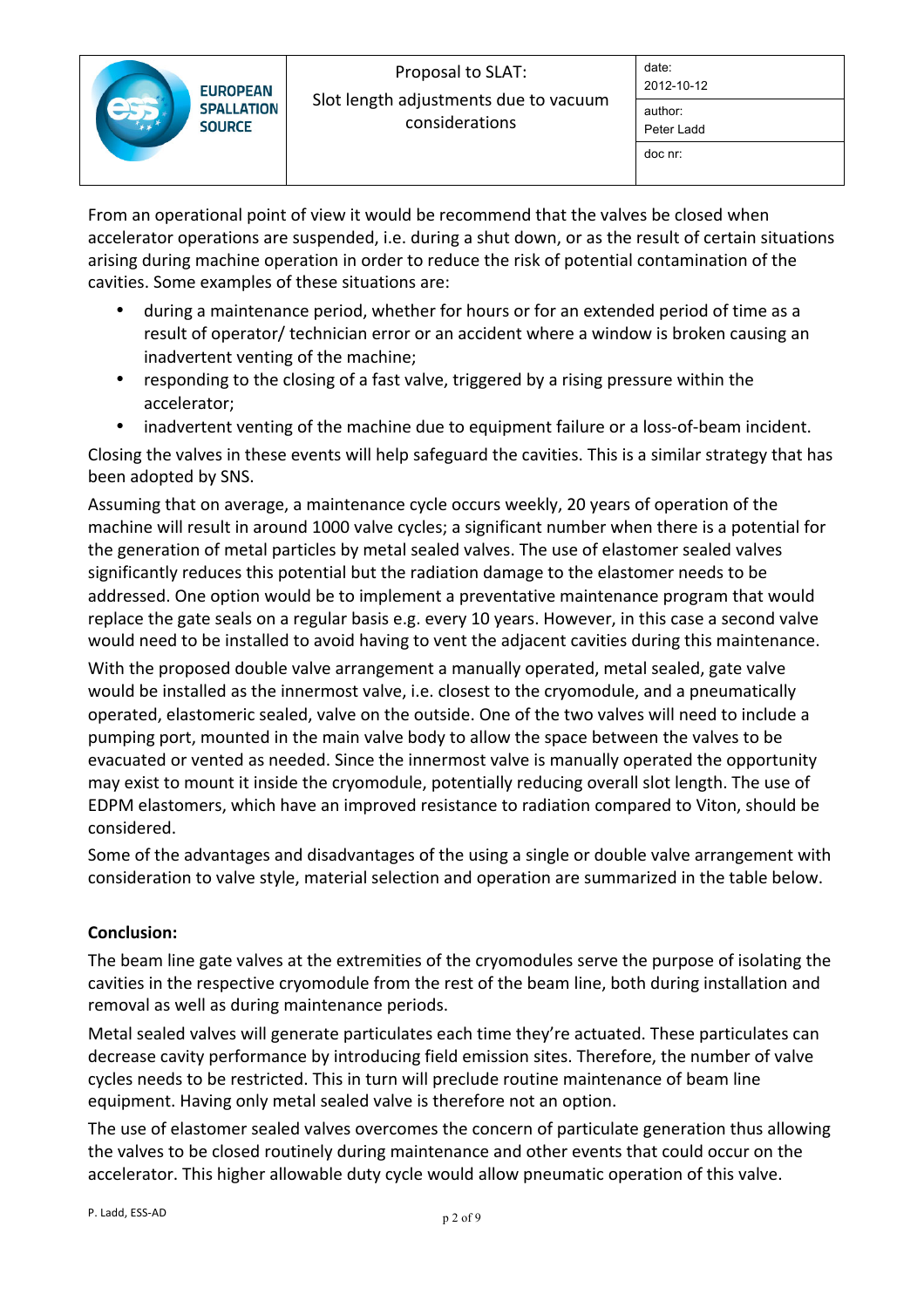From an operational point of view it would be recommend that the valves be closed when accelerator operations are suspended, i.e. during a shut down, or as the result of certain situations arising during machine operation in order to reduce the risk of potential contamination of the cavities. Some examples of these situations are:

- during a maintenance period, whether for hours or for an extended period of time as a result of operator/ technician error or an accident where a window is broken causing an inadvertent venting of the machine;
- responding to the closing of a fast valve, triggered by a rising pressure within the accelerator;
- inadvertent venting of the machine due to equipment failure or a loss-of-beam incident.

Closing the valves in these events will help safeguard the cavities. This is a similar strategy that has been adopted by SNS.

Assuming that on average, a maintenance cycle occurs weekly, 20 years of operation of the machine will result in around 1000 valve cycles; a significant number when there is a potential for the generation of metal particles by metal sealed valves. The use of elastomer sealed valves significantly reduces this potential but the radiation damage to the elastomer needs to be addressed. One option would be to implement a preventative maintenance program that would replace the gate seals on a regular basis e.g. every 10 years. However, in this case a second valve would need to be installed to avoid having to vent the adjacent cavities during this maintenance.

With the proposed double valve arrangement a manually operated, metal sealed, gate valve would be installed as the innermost valve, i.e. closest to the cryomodule, and a pneumatically operated, elastomeric sealed, valve on the outside. One of the two valves will need to include a pumping port, mounted in the main valve body to allow the space between the valves to be evacuated or vented as needed. Since the innermost valve is manually operated the opportunity may exist to mount it inside the cryomodule, potentially reducing overall slot length. The use of EDPM elastomers, which have an improved resistance to radiation compared to Viton, should be considered.

Some of the advantages and disadvantages of the using a single or double valve arrangement with consideration to valve style, material selection and operation are summarized in the table below.

**Conclusion:**

The beam line gate valves at the extremities of the cryomodules serve the purpose of isolating the cavities in the respective cryomodule from the rest of the beam line, both during installation and removal as well as during maintenance periods.

Metal sealed valves will generate particulates each time they're actuated. These particulates can decrease cavity performance by introducing field emission sites. Therefore, the number of valve cycles needs to be restricted. This in turn will preclude routine maintenance of beam line equipment. Having only metal sealed valve is therefore not an option.

The use of elastomer sealed valves overcomes the concern of particulate generation thus allowing the valves to be closed routinely during maintenance and other events that could occur on the accelerator. This higher allowable duty cycle would allow pneumatic operation of this valve.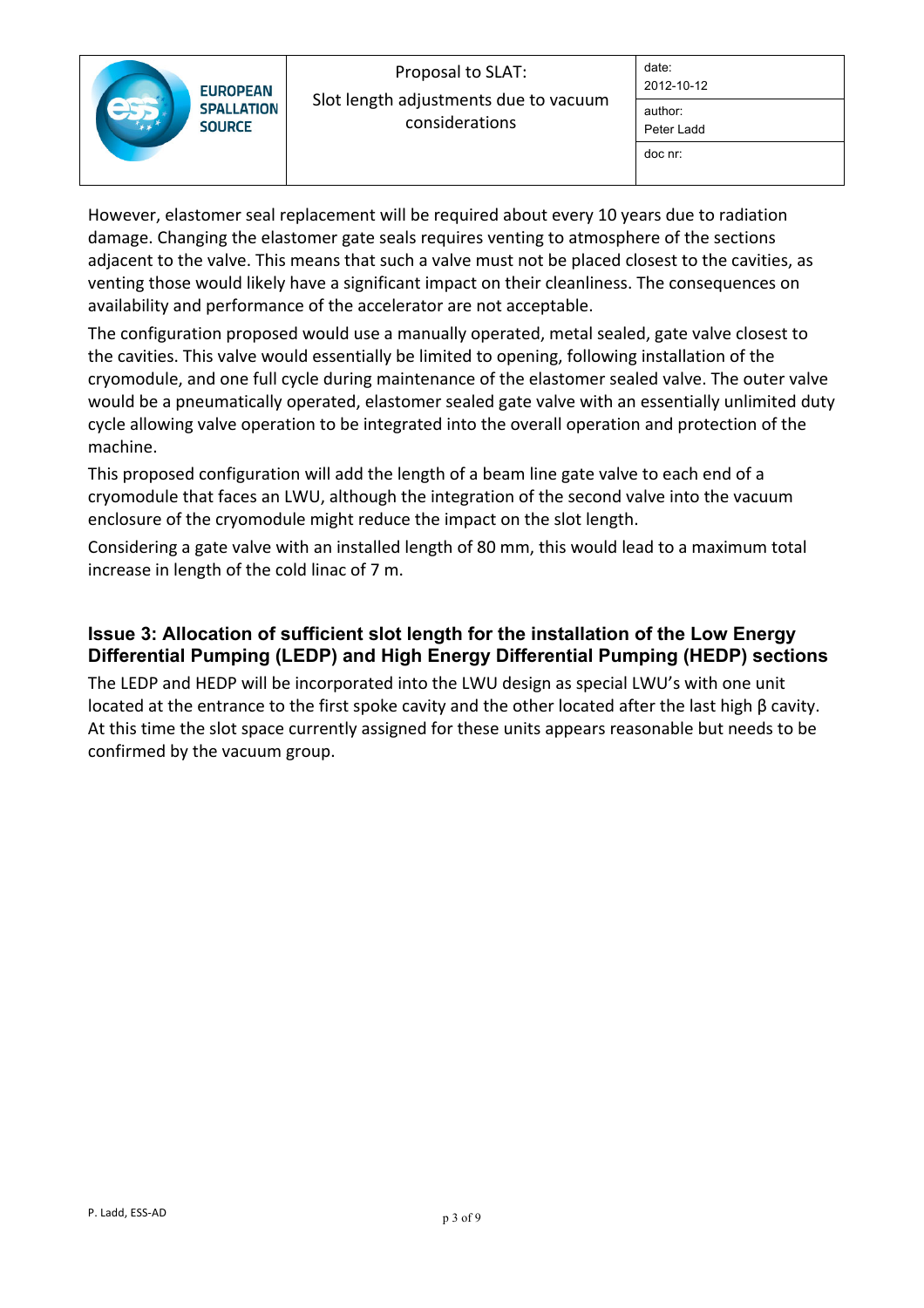However, elastomer seal replacement will be required about every 10 years due to radiation damage. Changing the elastomer gate seals requires venting to atmosphere of the sections adjacent to the valve. This means that such a valve must not be placed closest to the cavities, as venting those would likely have a significant impact on their cleanliness. The consequences on availability and performance of the accelerator are not acceptable.

The configuration proposed would use a manually operated, metal sealed, gate valve closest to the cavities. This valve would essentially be limited to opening, following installation of the cryomodule, and one full cycle during maintenance of the elastomer sealed valve. The outer valve would be a pneumatically operated, elastomer sealed gate valve with an essentially unlimited duty cycle allowing valve operation to be integrated into the overall operation and protection of the machine.

This proposed configuration will add the length of a beam line gate valve to each end of a cryomodule that faces an LWU, although the integration of the second valve into the vacuum enclosure of the cryomodule might reduce the impact on the slot length.

Considering a gate valve with an installed length of 80 mm, this would lead to a maximum total increase in length of the cold linac of 7 m.

### Issue 3: Allocation of sufficient slot length for the installation of the Low Energy Differential Pumping (LEDP) and High Energy Differential Pumping (HEDP) sections

The LEDP and HEDP will be incorporated into the LWU design as special LWU's with one unit located at the entrance to the first spoke cavity and the other located after the last high β cavity. At this time the slot space currently assigned for these units appears reasonable but needs to be confirmed by the vacuum group.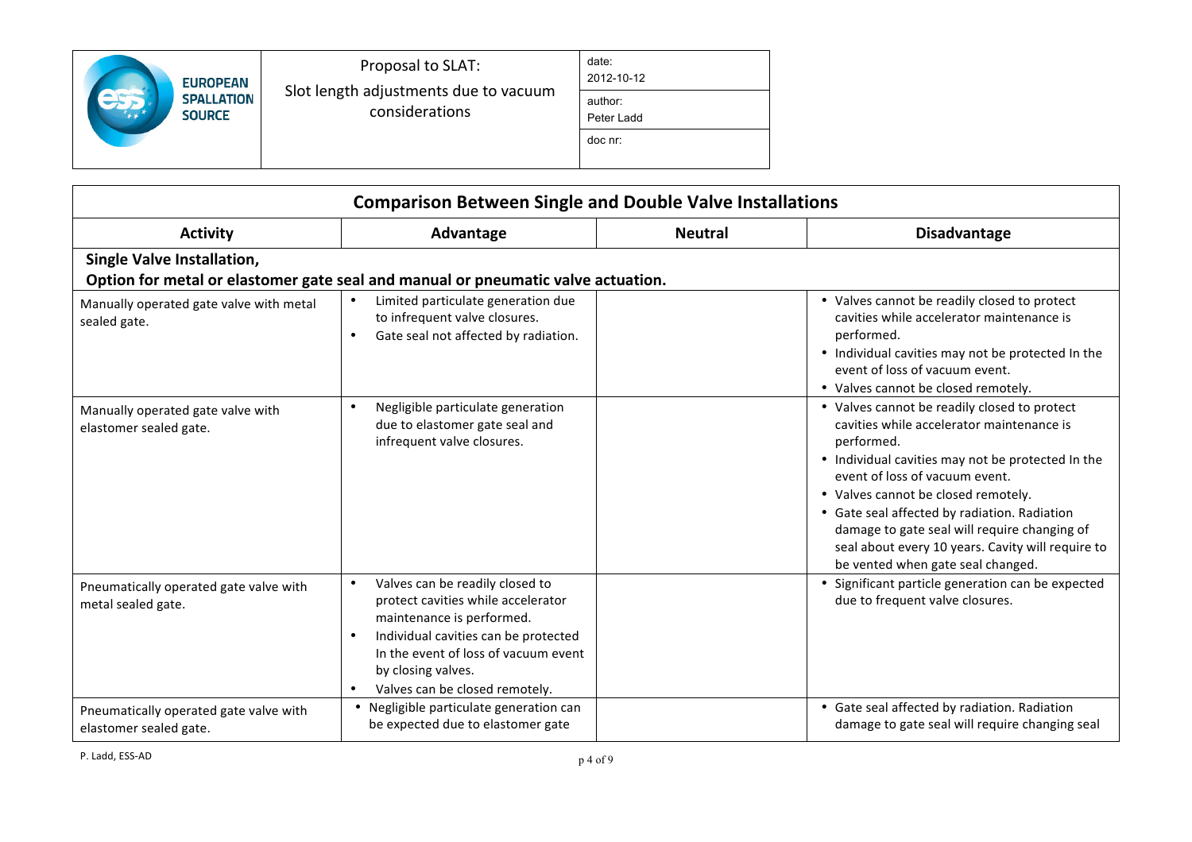| Comparison Between Single and Double Valve Installations | | | |
|---|---|---|---|
| **Activity** | **Advantage** | **Neutral** | **Disadvantage** |
| **Single Valve Installation, Option for metal or elastomer gate seal and manual or pneumatic valve actuation.** | | | |
| Manually operated gate valve with metal sealed gate. | • Limited particulate generation due to infrequent valve closures.<br>• Gate seal not affected by radiation. | | • Valves cannot be readily closed to protect cavities while accelerator maintenance is performed.<br>• Individual cavities may not be protected In the event of loss of vacuum event.<br>• Valves cannot be closed remotely. |
| Manually operated gate valve with elastomer sealed gate. | • Negligible particulate generation due to elastomer gate seal and infrequent valve closures. | | • Valves cannot be readily closed to protect cavities while accelerator maintenance is performed.<br>• Individual cavities may not be protected In the event of loss of vacuum event.<br>• Valves cannot be closed remotely.<br>• Gate seal affected by radiation. Radiation damage to gate seal will require changing of seal about every 10 years. Cavity will require to be vented when gate seal changed. |
| Pneumatically operated gate valve with metal sealed gate. | • Valves can be readily closed to protect cavities while accelerator maintenance is performed.<br>• Individual cavities can be protected In the event of loss of vacuum event by closing valves.<br>• Valves can be closed remotely. | | • Significant particle generation can be expected due to frequent valve closures. |
| Pneumatically operated gate valve with elastomer sealed gate. | • Negligible particulate generation can be expected due to elastomer gate | | • Gate seal affected by radiation. Radiation damage to gate seal will require changing seal |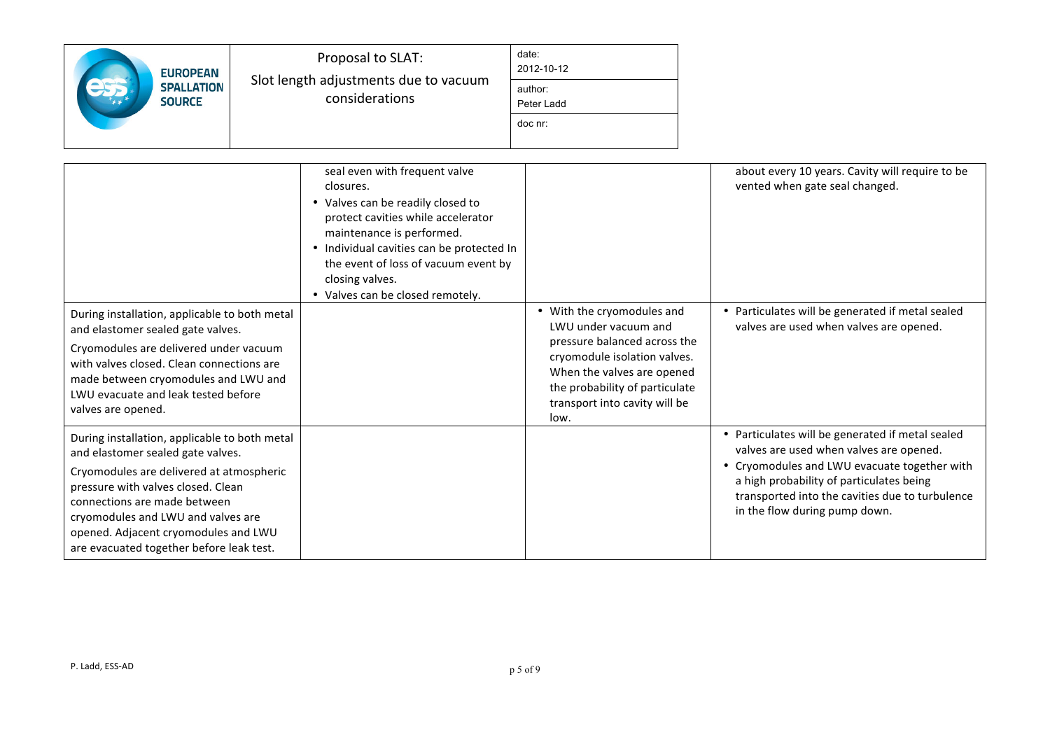| | | | |
|---|---|---|---|
| | seal even with frequent valve closures.<br>• Valves can be readily closed to protect cavities while accelerator maintenance is performed.<br>• Individual cavities can be protected In the event of loss of vacuum event by closing valves.<br>• Valves can be closed remotely. | | about every 10 years. Cavity will require to be vented when gate seal changed. |
| During installation, applicable to both metal and elastomer sealed gate valves.<br>Cryomodules are delivered under vacuum with valves closed. Clean connections are made between cryomodules and LWU and LWU evacuate and leak tested before valves are opened. | | • With the cryomodules and LWU under vacuum and pressure balanced across the cryomodule isolation valves. When the valves are opened the probability of particulate transport into cavity will be low. | • Particulates will be generated if metal sealed valves are used when valves are opened. |
| During installation, applicable to both metal and elastomer sealed gate valves.<br>Cryomodules are delivered at atmospheric pressure with valves closed. Clean connections are made between cryomodules and LWU and valves are opened. Adjacent cryomodules and LWU are evacuated together before leak test. | | | • Particulates will be generated if metal sealed valves are used when valves are opened.<br>• Cryomodules and LWU evacuate together with a high probability of particulates being transported into the cavities due to turbulence in the flow during pump down. |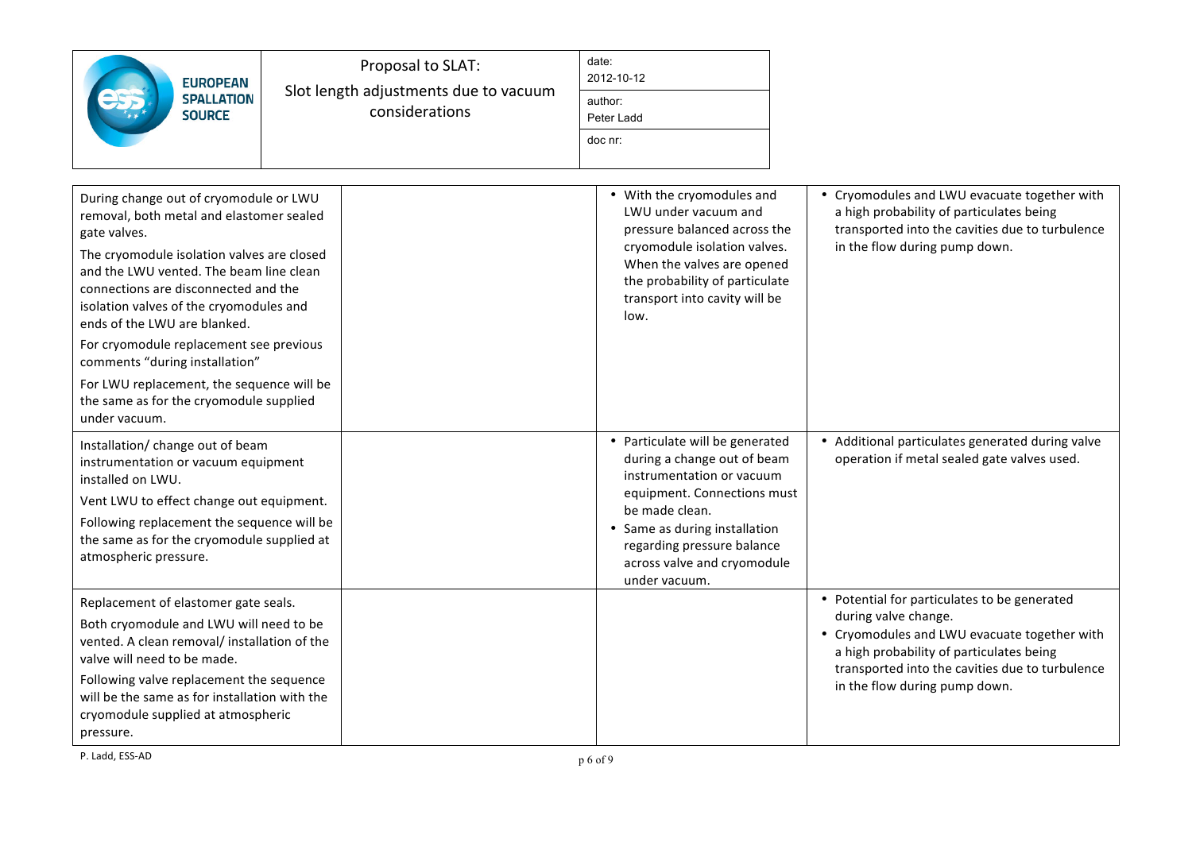| | | | |
|---|---|---|---|
| During change out of cryomodule or LWU removal, both metal and elastomer sealed gate valves.<br>The cryomodule isolation valves are closed and the LWU vented. The beam line clean connections are disconnected and the isolation valves of the cryomodules and ends of the LWU are blanked.<br>For cryomodule replacement see previous comments "during installation"<br>For LWU replacement, the sequence will be the same as for the cryomodule supplied under vacuum. | | • With the cryomodules and LWU under vacuum and pressure balanced across the cryomodule isolation valves. When the valves are opened the probability of particulate transport into cavity will be low. | • Cryomodules and LWU evacuate together with a high probability of particulates being transported into the cavities due to turbulence in the flow during pump down. |
| Installation/ change out of beam instrumentation or vacuum equipment installed on LWU.<br>Vent LWU to effect change out equipment.<br>Following replacement the sequence will be the same as for the cryomodule supplied at atmospheric pressure. | | • Particulate will be generated during a change out of beam instrumentation or vacuum equipment. Connections must be made clean.<br>• Same as during installation regarding pressure balance across valve and cryomodule under vacuum. | • Additional particulates generated during valve operation if metal sealed gate valves used. |
| Replacement of elastomer gate seals.<br>Both cryomodule and LWU will need to be vented. A clean removal/ installation of the valve will need to be made.<br>Following valve replacement the sequence will be the same as for installation with the cryomodule supplied at atmospheric pressure. | | | • Potential for particulates to be generated during valve change.<br>• Cryomodules and LWU evacuate together with a high probability of particulates being transported into the cavities due to turbulence in the flow during pump down. |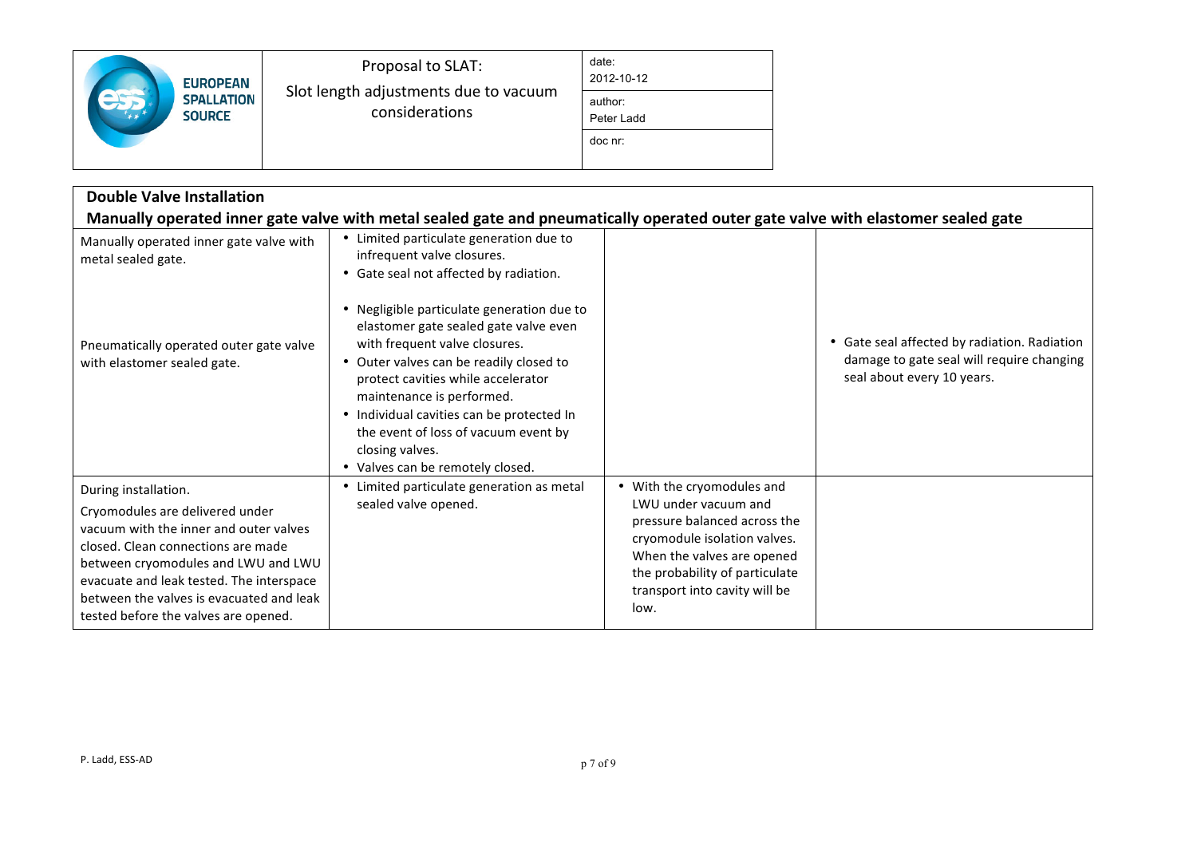| | | | |
|---|---|---|---|
| **Double Valve Installation**<br>**Manually operated inner gate valve with metal sealed gate and pneumatically operated outer gate valve with elastomer sealed gate** | | | |
| Manually operated inner gate valve with metal sealed gate. | • Limited particulate generation due to infrequent valve closures.<br>• Gate seal not affected by radiation. | | |
| Pneumatically operated outer gate valve with elastomer sealed gate. | • Negligible particulate generation due to elastomer gate sealed gate valve even with frequent valve closures.<br>• Outer valves can be readily closed to protect cavities while accelerator maintenance is performed.<br>• Individual cavities can be protected In the event of loss of vacuum event by closing valves.<br>• Valves can be remotely closed. | | • Gate seal affected by radiation. Radiation damage to gate seal will require changing seal about every 10 years. |
| During installation.<br>Cryomodules are delivered under vacuum with the inner and outer valves closed. Clean connections are made between cryomodules and LWU and LWU evacuate and leak tested. The interspace between the valves is evacuated and leak tested before the valves are opened. | • Limited particulate generation as metal sealed valve opened. | • With the cryomodules and LWU under vacuum and pressure balanced across the cryomodule isolation valves. When the valves are opened the probability of particulate transport into cavity will be low. | |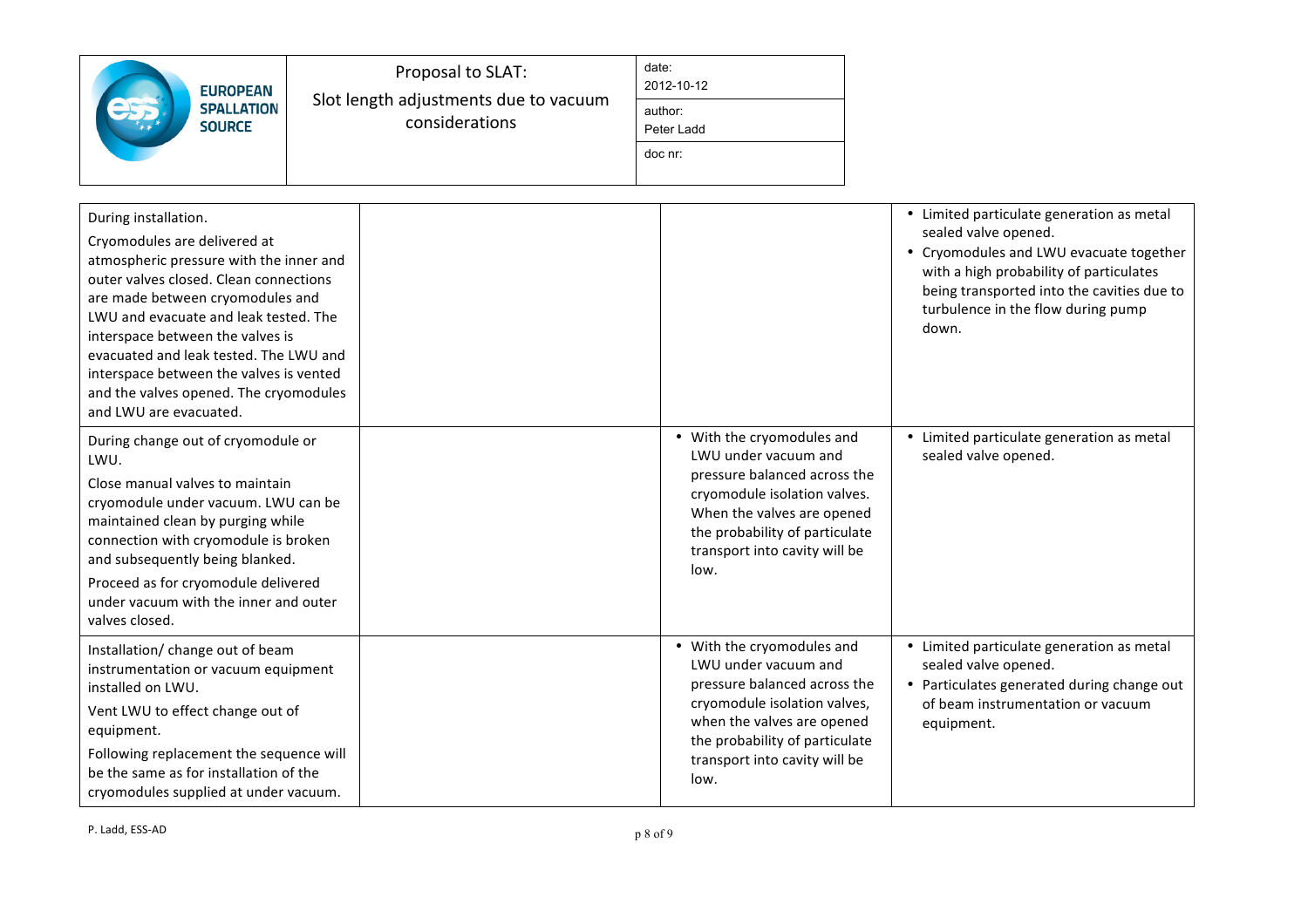| | | | |
|---|---|---|---|
| During installation.<br><br>Cryomodules are delivered at atmospheric pressure with the inner and outer valves closed. Clean connections are made between cryomodules and LWU and evacuate and leak tested. The interspace between the valves is evacuated and leak tested. The LWU and interspace between the valves is vented and the valves opened. The cryomodules and LWU are evacuated. | | | • Limited particulate generation as metal sealed valve opened.<br>• Cryomodules and LWU evacuate together with a high probability of particulates being transported into the cavities due to turbulence in the flow during pump down. |
| During change out of cryomodule or LWU.<br><br>Close manual valves to maintain cryomodule under vacuum. LWU can be maintained clean by purging while connection with cryomodule is broken and subsequently being blanked.<br><br>Proceed as for cryomodule delivered under vacuum with the inner and outer valves closed. | | • With the cryomodules and LWU under vacuum and pressure balanced across the cryomodule isolation valves. When the valves are opened the probability of particulate transport into cavity will be low. | • Limited particulate generation as metal sealed valve opened. |
| Installation/ change out of beam instrumentation or vacuum equipment installed on LWU.<br><br>Vent LWU to effect change out of equipment.<br><br>Following replacement the sequence will be the same as for installation of the cryomodules supplied at under vacuum. | | • With the cryomodules and LWU under vacuum and pressure balanced across the cryomodule isolation valves, when the valves are opened the probability of particulate transport into cavity will be low. | • Limited particulate generation as metal sealed valve opened.<br>• Particulates generated during change out of beam instrumentation or vacuum equipment. |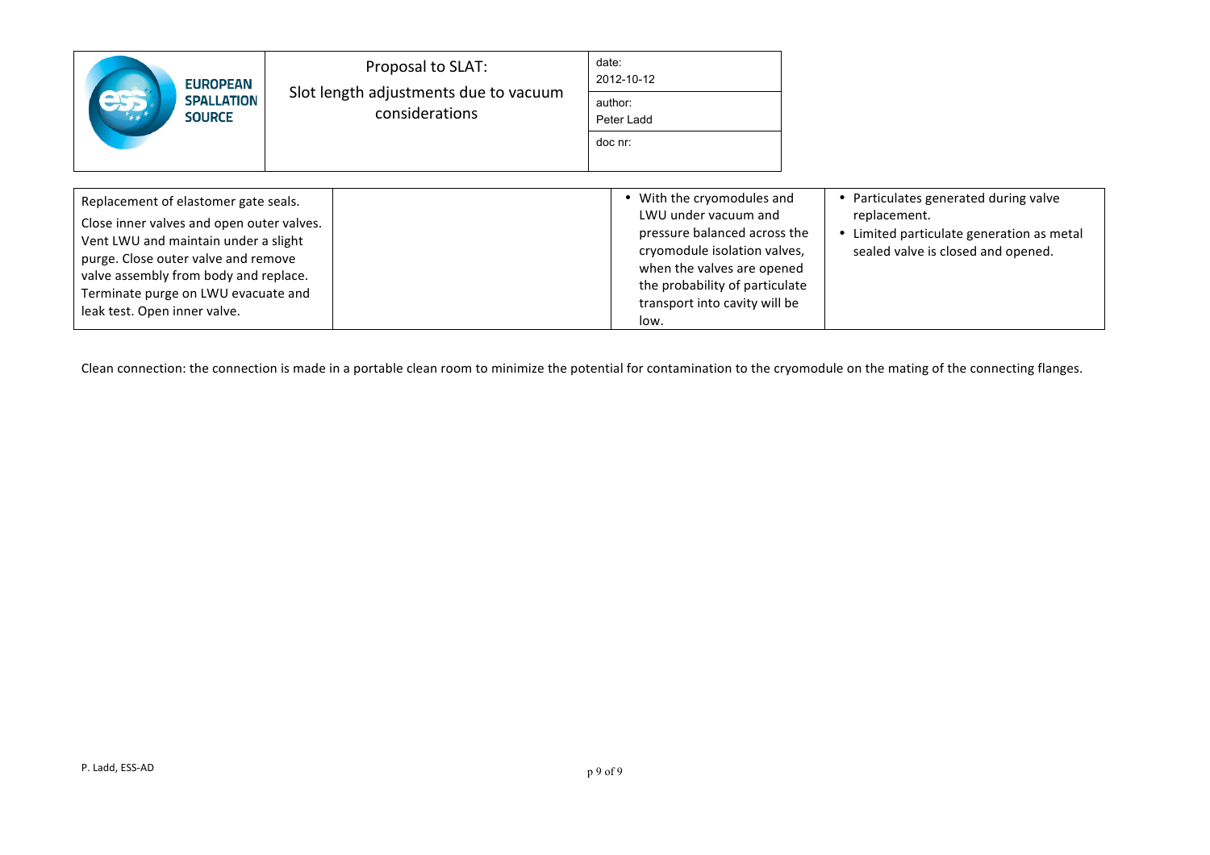| | | | |
|---|---|---|---|
| Replacement of elastomer gate seals.<br>Close inner valves and open outer valves. Vent LWU and maintain under a slight purge. Close outer valve and remove valve assembly from body and replace. Terminate purge on LWU evacuate and leak test. Open inner valve. | | • With the cryomodules and LWU under vacuum and pressure balanced across the cryomodule isolation valves, when the valves are opened the probability of particulate transport into cavity will be low. | • Particulates generated during valve replacement.<br>• Limited particulate generation as metal sealed valve is closed and opened. |

Clean connection: the connection is made in a portable clean room to minimize the potential for contamination to the cryomodule on the mating of the connecting flanges.